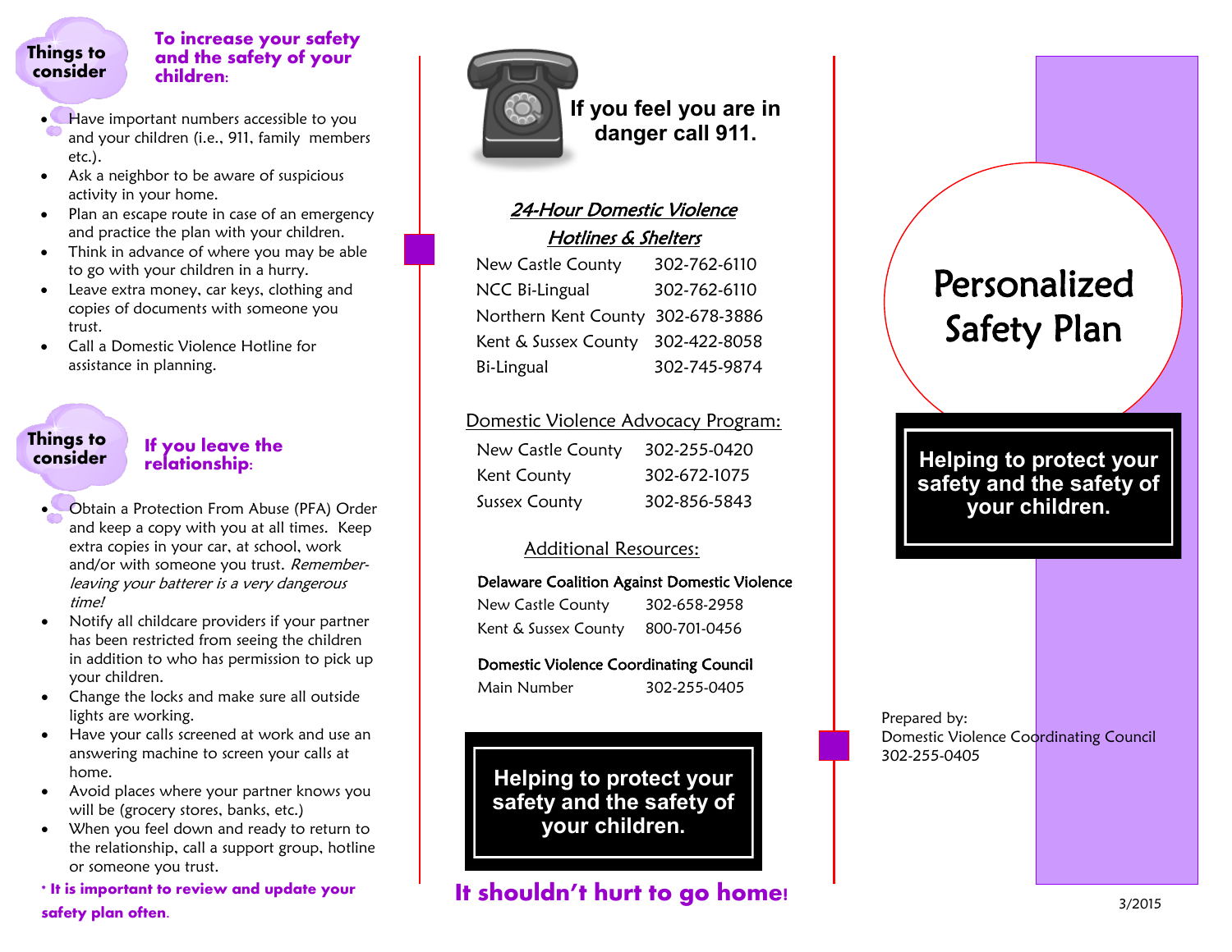## Things to consider

### To increase your safety and the safety of your children:

- Have important numbers accessible to you and your children (i.e., 911, family members etc.).
- Ask a neighbor to be aware of suspicious activity in your home.
- Plan an escape route in case of an emergency and practice the plan with your children.
- Think in advance of where you may be able to go with your children in a hurry.
- Leave extra money, car keys, clothing and copies of documents with someone you trust.
- Call a Domestic Violence Hotline for assistance in planning.

## Things to consider

### If you leave the relationship:

- Obtain a Protection From Abuse (PFA) Order and keep a copy with you at all times. Keep extra copies in your car, at school, work and/or with someone you trust. *Remember- leaving your batterer is a very dangerous time!*
- Notify all childcare providers if your partner has been restricted from seeing the children in addition to who has permission to pick up your children.
- Change the locks and make sure all outside lights are working.
- Have your calls screened at work and use an answering machine to screen your calls at home.
- Avoid places where your partner knows you will be (grocery stores, banks, etc.)
- When you feel down and ready to return to the relationship, call a support group, hotline or someone you trust.

**\* It is important to review and update your safety plan often.**

**If you feel you are in danger call 911.**

### *24-Hour Domestic Violence Hotlines & Shelters*

| | |
|---|---|
| New Castle County | 302-762-6110 |
| NCC Bi-Lingual | 302-762-6110 |
| Northern Kent County | 302-678-3886 |
| Kent & Sussex County | 302-422-8058 |
| Bi-Lingual | 302-745-9874 |

### Domestic Violence Advocacy Program:

| | |
|---|---|
| New Castle County | 302-255-0420 |
| Kent County | 302-672-1075 |
| Sussex County | 302-856-5843 |

### Additional Resources:

**Delaware Coalition Against Domestic Violence**

| | |
|---|---|
| New Castle County | 302-658-2958 |
| Kent & Sussex County | 800-701-0456 |

**Domestic Violence Coordinating Council**

| | |
|---|---|
| Main Number | 302-255-0405 |

**Helping to protect your safety and the safety of your children.**

**It shouldn't hurt to go home!**

# Personalized Safety Plan

**Helping to protect your safety and the safety of your children.**

Prepared by:
Domestic Violence Coordinating Council
302-255-0405

3/2015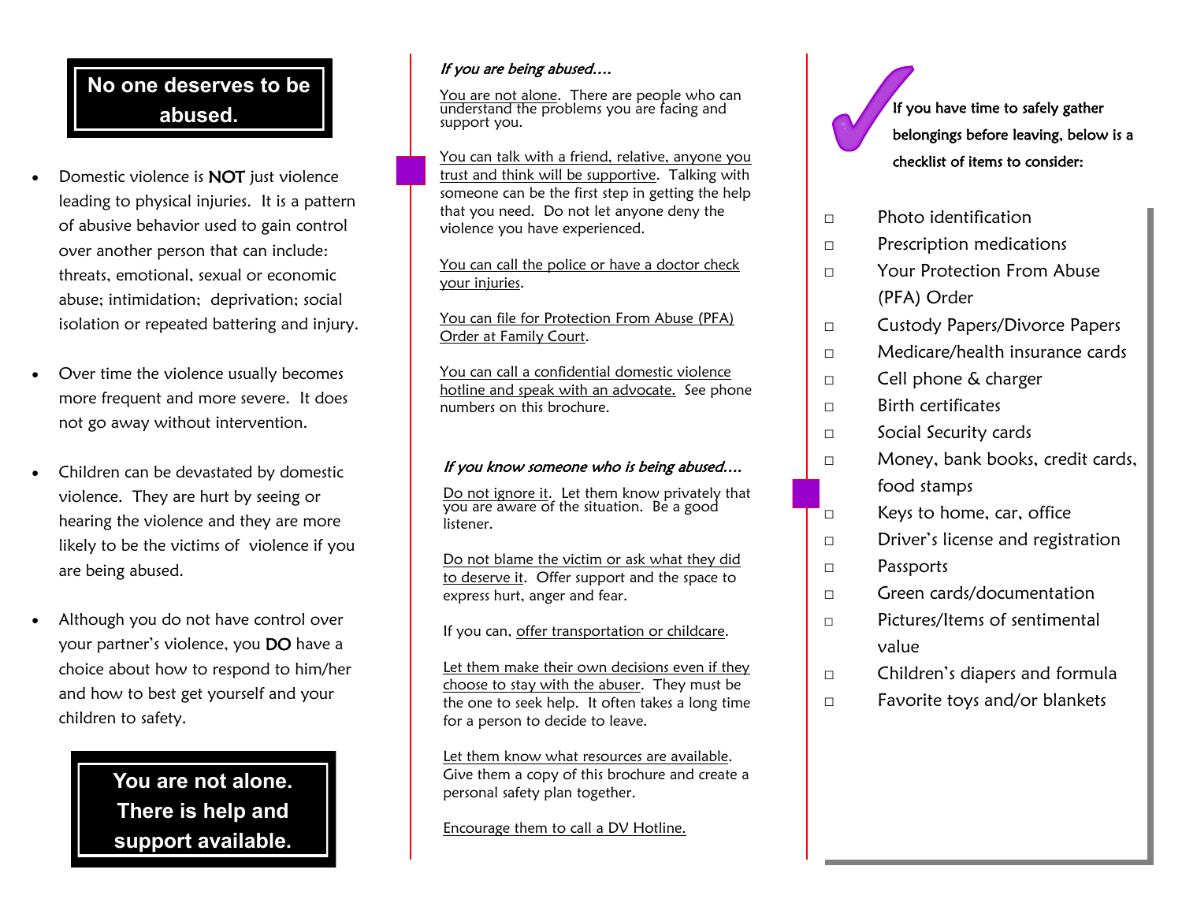**No one deserves to be abused.**

- Domestic violence is **NOT** just violence leading to physical injuries. It is a pattern of abusive behavior used to gain control over another person that can include: threats, emotional, sexual or economic abuse; intimidation; deprivation; social isolation or repeated battering and injury.
- Over time the violence usually becomes more frequent and more severe. It does not go away without intervention.
- Children can be devastated by domestic violence. They are hurt by seeing or hearing the violence and they are more likely to be the victims of violence if you are being abused.
- Although you do not have control over your partner's violence, you **DO** have a choice about how to respond to him/her and how to best get yourself and your children to safety.

**You are not alone. There is help and support available.**

*If you are being abused….*

You are not alone. There are people who can understand the problems you are facing and support you.

You can talk with a friend, relative, anyone you trust and think will be supportive. Talking with someone can be the first step in getting the help that you need. Do not let anyone deny the violence you have experienced.

You can call the police or have a doctor check your injuries.

You can file for Protection From Abuse (PFA) Order at Family Court.

You can call a confidential domestic violence hotline and speak with an advocate. See phone numbers on this brochure.

*If you know someone who is being abused….*

Do not ignore it. Let them know privately that you are aware of the situation. Be a good listener.

Do not blame the victim or ask what they did to deserve it. Offer support and the space to express hurt, anger and fear.

If you can, offer transportation or childcare.

Let them make their own decisions even if they choose to stay with the abuser. They must be the one to seek help. It often takes a long time for a person to decide to leave.

Let them know what resources are available. Give them a copy of this brochure and create a personal safety plan together.

Encourage them to call a DV Hotline.

If you have time to safely gather belongings before leaving, below is a checklist of items to consider:

- ☐ Photo identification
- ☐ Prescription medications
- ☐ Your Protection From Abuse (PFA) Order
- ☐ Custody Papers/Divorce Papers
- ☐ Medicare/health insurance cards
- ☐ Cell phone & charger
- ☐ Birth certificates
- ☐ Social Security cards
- ☐ Money, bank books, credit cards, food stamps
- ☐ Keys to home, car, office
- ☐ Driver's license and registration
- ☐ Passports
- ☐ Green cards/documentation
- ☐ Pictures/Items of sentimental value
- ☐ Children's diapers and formula
- ☐ Favorite toys and/or blankets